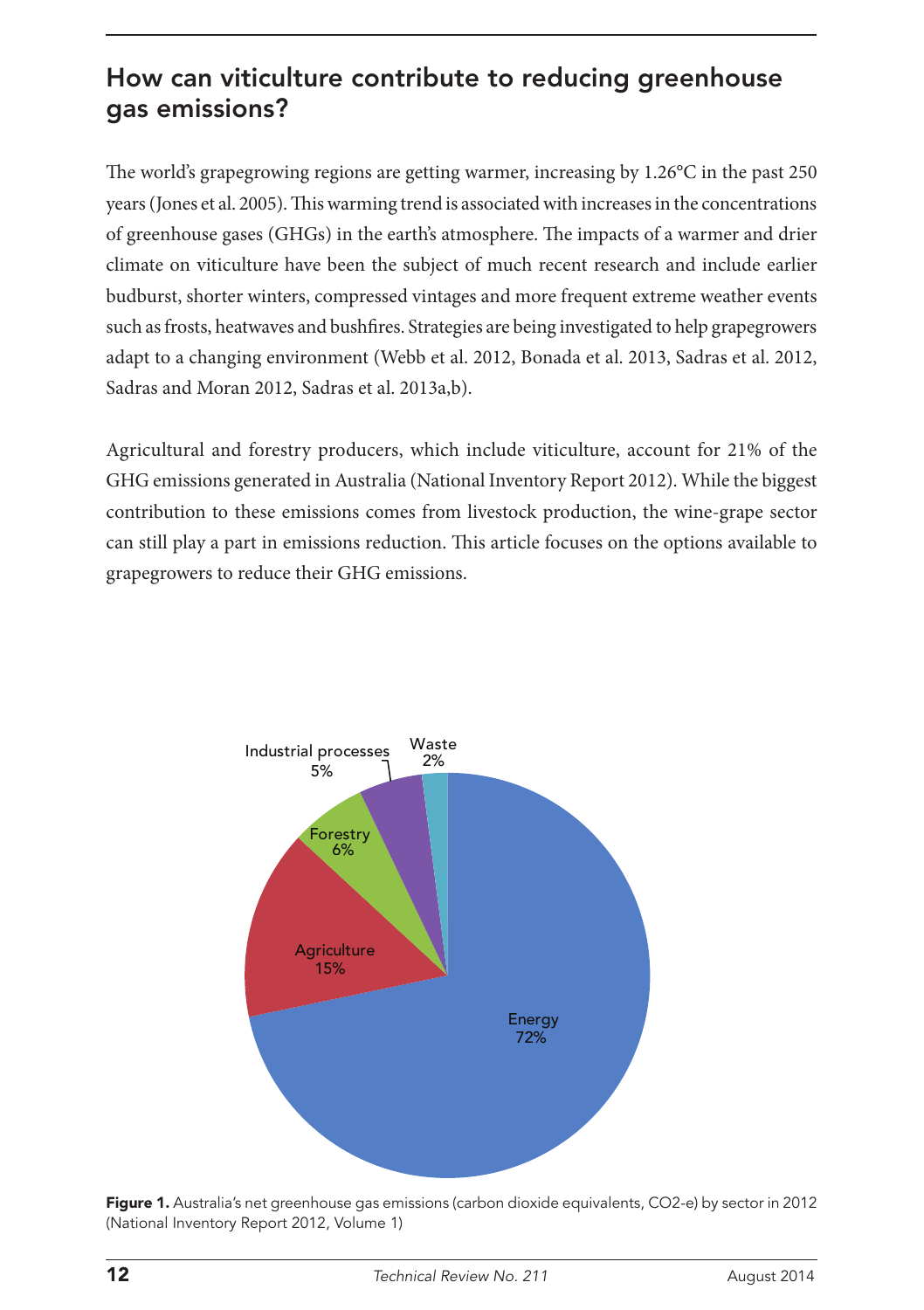## How can viticulture contribute to reducing greenhouse gas emissions?

The world's grapegrowing regions are getting warmer, increasing by 1.26°C in the past 250 years (Jones et al. 2005). This warming trend is associated with increases in the concentrations of greenhouse gases (GHGs) in the earth's atmosphere. The impacts of a warmer and drier climate on viticulture have been the subject of much recent research and include earlier budburst, shorter winters, compressed vintages and more frequent extreme weather events such as frosts, heatwaves and bushfires. Strategies are being investigated to help grapegrowers adapt to a changing environment (Webb et al. 2012, Bonada et al. 2013, Sadras et al. 2012, Sadras and Moran 2012, Sadras et al. 2013a,b).

Agricultural and forestry producers, which include viticulture, account for 21% of the GHG emissions generated in Australia (National Inventory Report 2012). While the biggest contribution to these emissions comes from livestock production, the wine-grape sector can still play a part in emissions reduction. This article focuses on the options available to grapegrowers to reduce their GHG emissions.

| Sector | Share |
|---|---|
| Energy | 72% |
| Agriculture | 15% |
| Forestry | 6% |
| Industrial processes | 5% |
| Waste | 2% |

**Figure 1.** Australia's net greenhouse gas emissions (carbon dioxide equivalents, $CO_2$-e) by sector in 2012 (National Inventory Report 2012, Volume 1)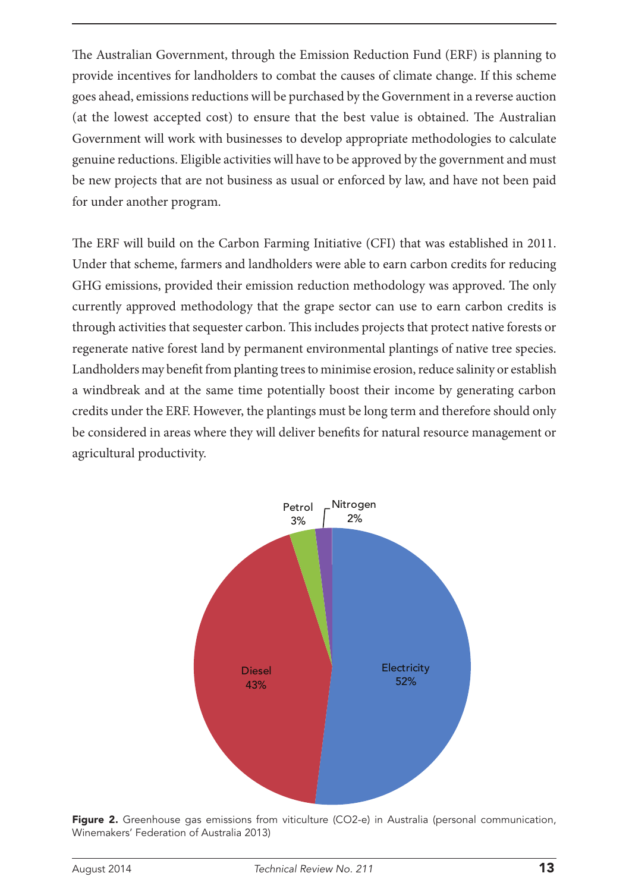The Australian Government, through the Emission Reduction Fund (ERF) is planning to provide incentives for landholders to combat the causes of climate change. If this scheme goes ahead, emissions reductions will be purchased by the Government in a reverse auction (at the lowest accepted cost) to ensure that the best value is obtained. The Australian Government will work with businesses to develop appropriate methodologies to calculate genuine reductions. Eligible activities will have to be approved by the government and must be new projects that are not business as usual or enforced by law, and have not been paid for under another program.

The ERF will build on the Carbon Farming Initiative (CFI) that was established in 2011. Under that scheme, farmers and landholders were able to earn carbon credits for reducing GHG emissions, provided their emission reduction methodology was approved. The only currently approved methodology that the grape sector can use to earn carbon credits is through activities that sequester carbon. This includes projects that protect native forests or regenerate native forest land by permanent environmental plantings of native tree species. Landholders may benefit from planting trees to minimise erosion, reduce salinity or establish a windbreak and at the same time potentially boost their income by generating carbon credits under the ERF. However, the plantings must be long term and therefore should only be considered in areas where they will deliver benefits for natural resource management or agricultural productivity.

| Source | Share |
|---|---|
| Electricity | 52% |
| Diesel | 43% |
| Petrol | 3% |
| Nitrogen | 2% |

**Figure 2.** Greenhouse gas emissions from viticulture (CO2-e) in Australia (personal communication, Winemakers' Federation of Australia 2013)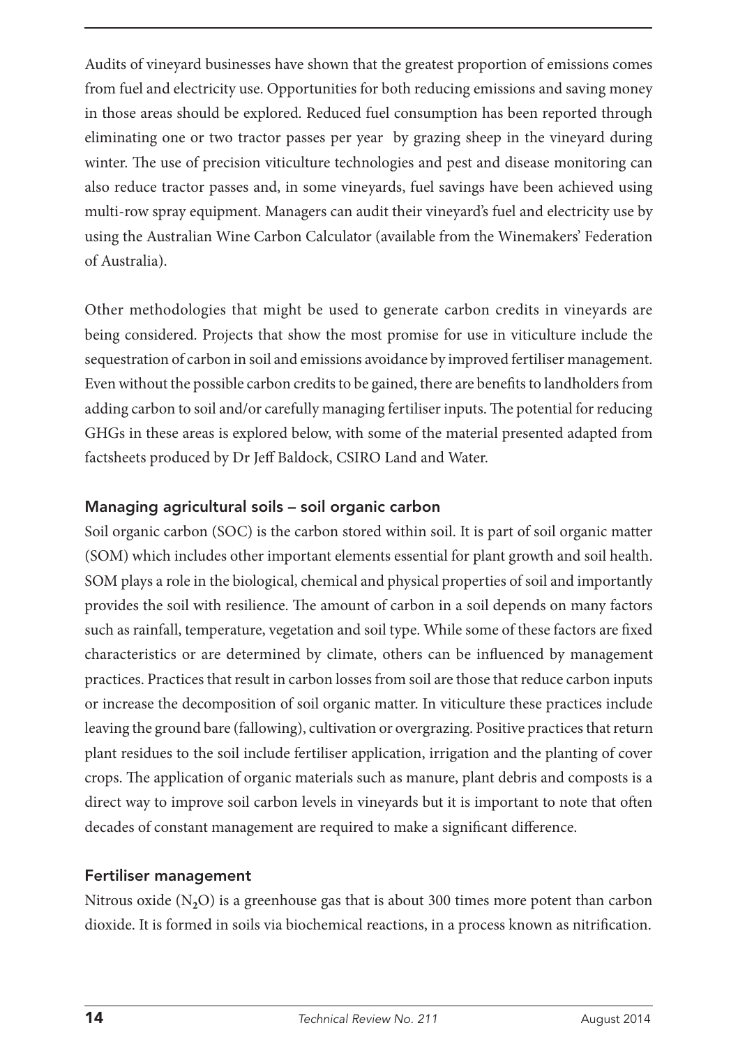Audits of vineyard businesses have shown that the greatest proportion of emissions comes from fuel and electricity use. Opportunities for both reducing emissions and saving money in those areas should be explored. Reduced fuel consumption has been reported through eliminating one or two tractor passes per year  by grazing sheep in the vineyard during winter. The use of precision viticulture technologies and pest and disease monitoring can also reduce tractor passes and, in some vineyards, fuel savings have been achieved using multi-row spray equipment. Managers can audit their vineyard's fuel and electricity use by using the Australian Wine Carbon Calculator (available from the Winemakers' Federation of Australia).

Other methodologies that might be used to generate carbon credits in vineyards are being considered. Projects that show the most promise for use in viticulture include the sequestration of carbon in soil and emissions avoidance by improved fertiliser management. Even without the possible carbon credits to be gained, there are benefits to landholders from adding carbon to soil and/or carefully managing fertiliser inputs. The potential for reducing GHGs in these areas is explored below, with some of the material presented adapted from factsheets produced by Dr Jeff Baldock, CSIRO Land and Water.

### Managing agricultural soils – soil organic carbon

Soil organic carbon (SOC) is the carbon stored within soil. It is part of soil organic matter (SOM) which includes other important elements essential for plant growth and soil health. SOM plays a role in the biological, chemical and physical properties of soil and importantly provides the soil with resilience. The amount of carbon in a soil depends on many factors such as rainfall, temperature, vegetation and soil type. While some of these factors are fixed characteristics or are determined by climate, others can be influenced by management practices. Practices that result in carbon losses from soil are those that reduce carbon inputs or increase the decomposition of soil organic matter. In viticulture these practices include leaving the ground bare (fallowing), cultivation or overgrazing. Positive practices that return plant residues to the soil include fertiliser application, irrigation and the planting of cover crops. The application of organic materials such as manure, plant debris and composts is a direct way to improve soil carbon levels in vineyards but it is important to note that often decades of constant management are required to make a significant difference.

### Fertiliser management

Nitrous oxide ($N_2O$) is a greenhouse gas that is about 300 times more potent than carbon dioxide. It is formed in soils via biochemical reactions, in a process known as nitrification.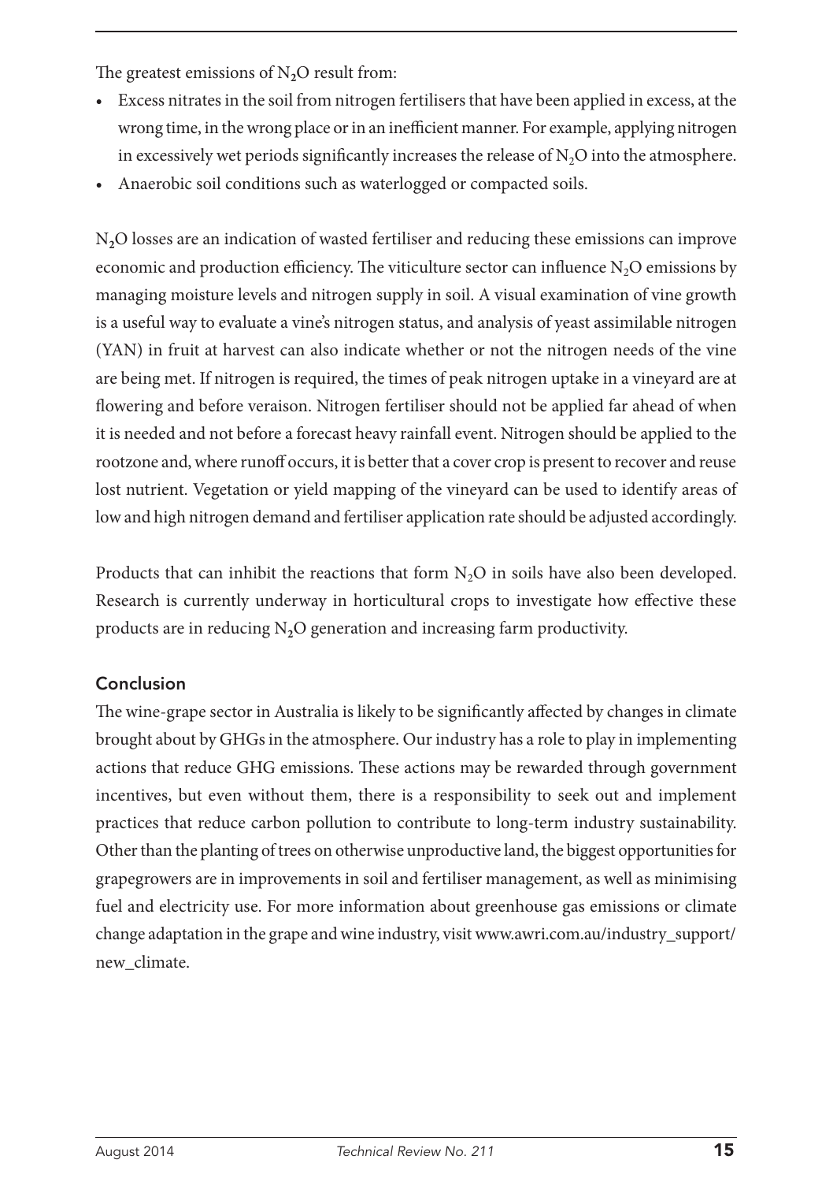The greatest emissions of $N_2O$ result from:

- Excess nitrates in the soil from nitrogen fertilisers that have been applied in excess, at the wrong time, in the wrong place or in an inefficient manner. For example, applying nitrogen in excessively wet periods significantly increases the release of $N_2O$ into the atmosphere.
- Anaerobic soil conditions such as waterlogged or compacted soils.

$N_2O$ losses are an indication of wasted fertiliser and reducing these emissions can improve economic and production efficiency. The viticulture sector can influence $N_2O$ emissions by managing moisture levels and nitrogen supply in soil. A visual examination of vine growth is a useful way to evaluate a vine's nitrogen status, and analysis of yeast assimilable nitrogen (YAN) in fruit at harvest can also indicate whether or not the nitrogen needs of the vine are being met. If nitrogen is required, the times of peak nitrogen uptake in a vineyard are at flowering and before veraison. Nitrogen fertiliser should not be applied far ahead of when it is needed and not before a forecast heavy rainfall event. Nitrogen should be applied to the rootzone and, where runoff occurs, it is better that a cover crop is present to recover and reuse lost nutrient. Vegetation or yield mapping of the vineyard can be used to identify areas of low and high nitrogen demand and fertiliser application rate should be adjusted accordingly.

Products that can inhibit the reactions that form $N_2O$ in soils have also been developed. Research is currently underway in horticultural crops to investigate how effective these products are in reducing $N_2O$ generation and increasing farm productivity.

## Conclusion

The wine-grape sector in Australia is likely to be significantly affected by changes in climate brought about by GHGs in the atmosphere. Our industry has a role to play in implementing actions that reduce GHG emissions. These actions may be rewarded through government incentives, but even without them, there is a responsibility to seek out and implement practices that reduce carbon pollution to contribute to long-term industry sustainability. Other than the planting of trees on otherwise unproductive land, the biggest opportunities for grapegrowers are in improvements in soil and fertiliser management, as well as minimising fuel and electricity use. For more information about greenhouse gas emissions or climate change adaptation in the grape and wine industry, visit www.awri.com.au/industry_support/new_climate.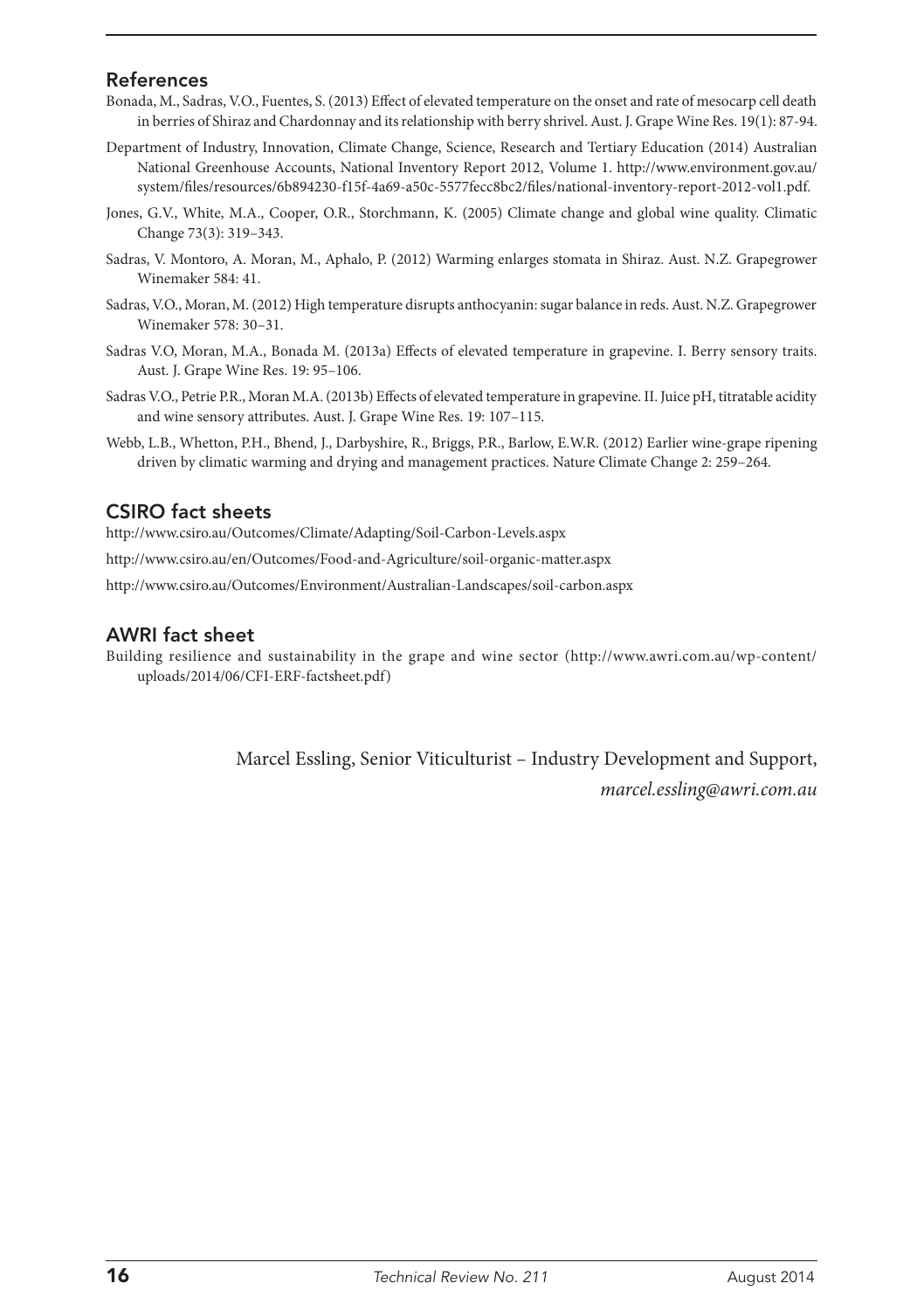## References

Bonada, M., Sadras, V.O., Fuentes, S. (2013) Effect of elevated temperature on the onset and rate of mesocarp cell death in berries of Shiraz and Chardonnay and its relationship with berry shrivel. Aust. J. Grape Wine Res. 19(1): 87-94.

Department of Industry, Innovation, Climate Change, Science, Research and Tertiary Education (2014) Australian National Greenhouse Accounts, National Inventory Report 2012, Volume 1. http://www.environment.gov.au/system/files/resources/6b894230-f15f-4a69-a50c-5577fecc8bc2/files/national-inventory-report-2012-vol1.pdf.

Jones, G.V., White, M.A., Cooper, O.R., Storchmann, K. (2005) Climate change and global wine quality. Climatic Change 73(3): 319–343.

Sadras, V. Montoro, A. Moran, M., Aphalo, P. (2012) Warming enlarges stomata in Shiraz. Aust. N.Z. Grapegrower Winemaker 584: 41.

Sadras, V.O., Moran, M. (2012) High temperature disrupts anthocyanin: sugar balance in reds. Aust. N.Z. Grapegrower Winemaker 578: 30–31.

Sadras V.O, Moran, M.A., Bonada M. (2013a) Effects of elevated temperature in grapevine. I. Berry sensory traits. Aust. J. Grape Wine Res. 19: 95–106.

Sadras V.O., Petrie P.R., Moran M.A. (2013b) Effects of elevated temperature in grapevine. II. Juice pH, titratable acidity and wine sensory attributes. Aust. J. Grape Wine Res. 19: 107–115.

Webb, L.B., Whetton, P.H., Bhend, J., Darbyshire, R., Briggs, P.R., Barlow, E.W.R. (2012) Earlier wine-grape ripening driven by climatic warming and drying and management practices. Nature Climate Change 2: 259–264.

## CSIRO fact sheets

http://www.csiro.au/Outcomes/Climate/Adapting/Soil-Carbon-Levels.aspx

http://www.csiro.au/en/Outcomes/Food-and-Agriculture/soil-organic-matter.aspx

http://www.csiro.au/Outcomes/Environment/Australian-Landscapes/soil-carbon.aspx

## AWRI fact sheet

Building resilience and sustainability in the grape and wine sector (http://www.awri.com.au/wp-content/uploads/2014/06/CFI-ERF-factsheet.pdf)

Marcel Essling, Senior Viticulturist – Industry Development and Support,
*marcel.essling@awri.com.au*